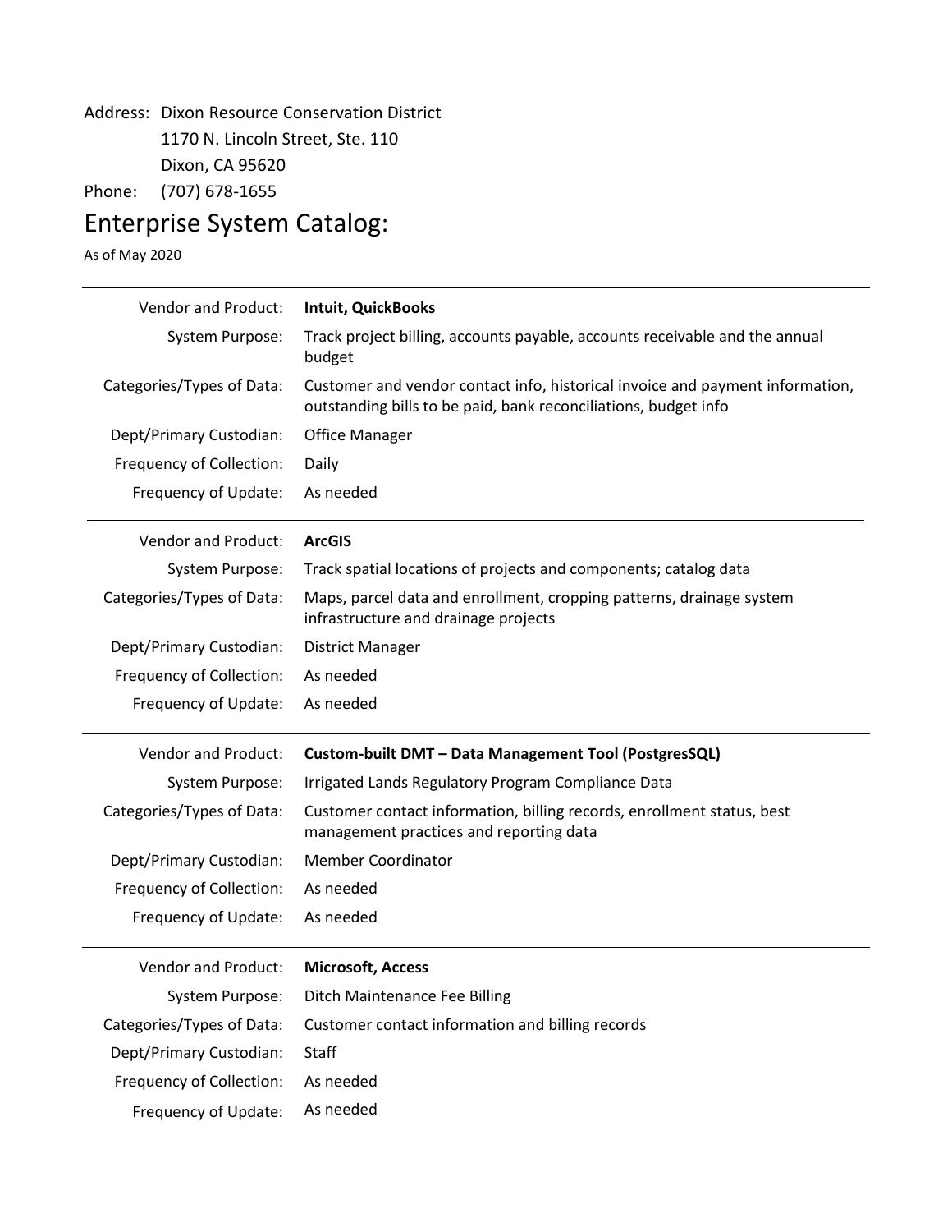Address: Dixon Resource Conservation District
1170 N. Lincoln Street, Ste. 110
Dixon, CA 95620
Phone: (707) 678-1655

# Enterprise System Catalog:

As of May 2020

---

| | |
|---|---|
| Vendor and Product: | **Intuit, QuickBooks** |
| System Purpose: | Track project billing, accounts payable, accounts receivable and the annual budget |
| Categories/Types of Data: | Customer and vendor contact info, historical invoice and payment information, outstanding bills to be paid, bank reconciliations, budget info |
| Dept/Primary Custodian: | Office Manager |
| Frequency of Collection: | Daily |
| Frequency of Update: | As needed |

---

| | |
|---|---|
| Vendor and Product: | **ArcGIS** |
| System Purpose: | Track spatial locations of projects and components; catalog data |
| Categories/Types of Data: | Maps, parcel data and enrollment, cropping patterns, drainage system infrastructure and drainage projects |
| Dept/Primary Custodian: | District Manager |
| Frequency of Collection: | As needed |
| Frequency of Update: | As needed |

---

| | |
|---|---|
| Vendor and Product: | **Custom-built DMT – Data Management Tool (PostgresSQL)** |
| System Purpose: | Irrigated Lands Regulatory Program Compliance Data |
| Categories/Types of Data: | Customer contact information, billing records, enrollment status, best management practices and reporting data |
| Dept/Primary Custodian: | Member Coordinator |
| Frequency of Collection: | As needed |
| Frequency of Update: | As needed |

---

| | |
|---|---|
| Vendor and Product: | **Microsoft, Access** |
| System Purpose: | Ditch Maintenance Fee Billing |
| Categories/Types of Data: | Customer contact information and billing records |
| Dept/Primary Custodian: | Staff |
| Frequency of Collection: | As needed |
| Frequency of Update: | As needed |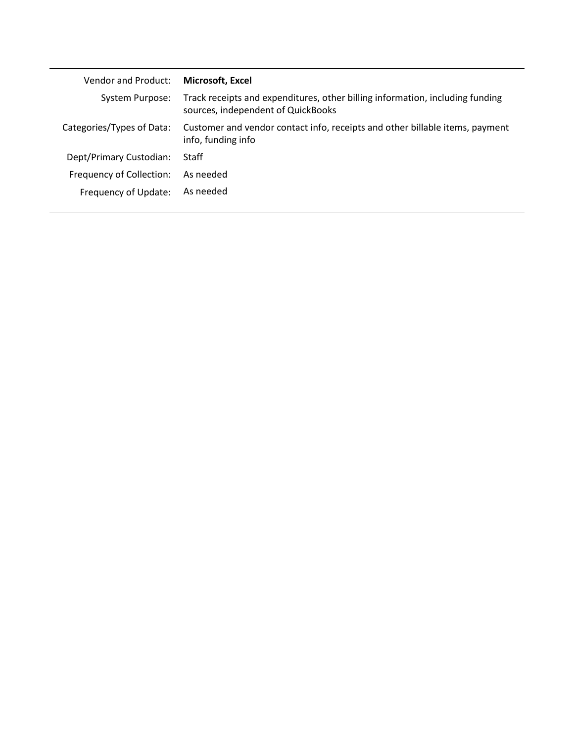| | |
|---|---|
| Vendor and Product: | **Microsoft, Excel** |
| System Purpose: | Track receipts and expenditures, other billing information, including funding sources, independent of QuickBooks |
| Categories/Types of Data: | Customer and vendor contact info, receipts and other billable items, payment info, funding info |
| Dept/Primary Custodian: | Staff |
| Frequency of Collection: | As needed |
| Frequency of Update: | As needed |